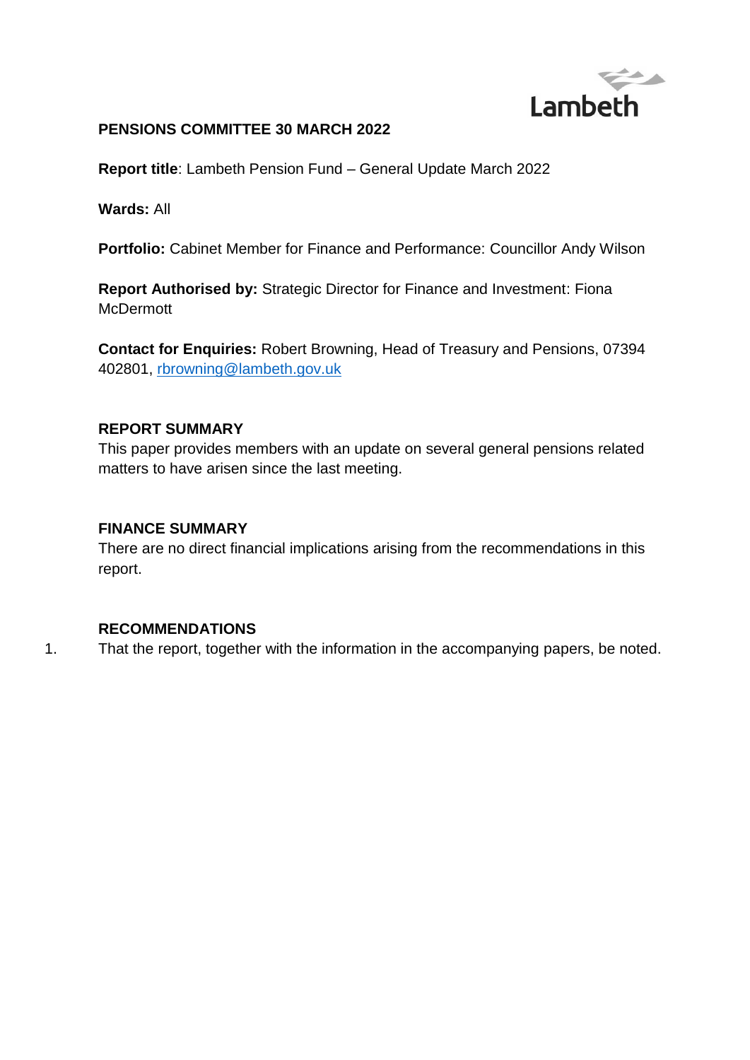Lambeth

**PENSIONS COMMITTEE 30 MARCH 2022**

**Report title**: Lambeth Pension Fund – General Update March 2022

**Wards:** All

**Portfolio:** Cabinet Member for Finance and Performance: Councillor Andy Wilson

**Report Authorised by:** Strategic Director for Finance and Investment: Fiona McDermott

**Contact for Enquiries:** Robert Browning, Head of Treasury and Pensions, 07394 402801, rbrowning@lambeth.gov.uk

## REPORT SUMMARY

This paper provides members with an update on several general pensions related matters to have arisen since the last meeting.

## FINANCE SUMMARY

There are no direct financial implications arising from the recommendations in this report.

## RECOMMENDATIONS

1. That the report, together with the information in the accompanying papers, be noted.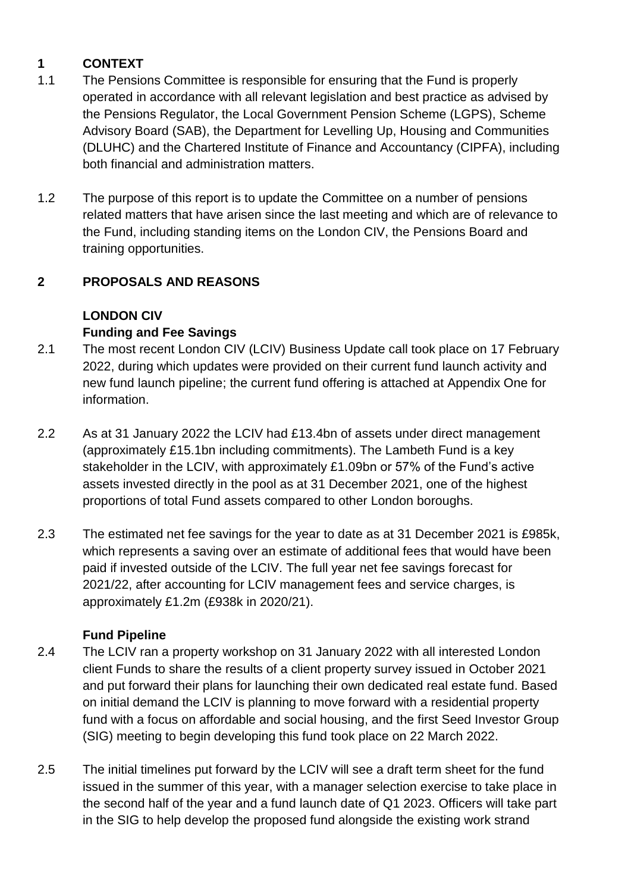## 1 CONTEXT

1.1 The Pensions Committee is responsible for ensuring that the Fund is properly operated in accordance with all relevant legislation and best practice as advised by the Pensions Regulator, the Local Government Pension Scheme (LGPS), Scheme Advisory Board (SAB), the Department for Levelling Up, Housing and Communities (DLUHC) and the Chartered Institute of Finance and Accountancy (CIPFA), including both financial and administration matters.

1.2 The purpose of this report is to update the Committee on a number of pensions related matters that have arisen since the last meeting and which are of relevance to the Fund, including standing items on the London CIV, the Pensions Board and training opportunities.

## 2 PROPOSALS AND REASONS

### LONDON CIV

#### Funding and Fee Savings

2.1 The most recent London CIV (LCIV) Business Update call took place on 17 February 2022, during which updates were provided on their current fund launch activity and new fund launch pipeline; the current fund offering is attached at Appendix One for information.

2.2 As at 31 January 2022 the LCIV had £13.4bn of assets under direct management (approximately £15.1bn including commitments). The Lambeth Fund is a key stakeholder in the LCIV, with approximately £1.09bn or 57% of the Fund's active assets invested directly in the pool as at 31 December 2021, one of the highest proportions of total Fund assets compared to other London boroughs.

2.3 The estimated net fee savings for the year to date as at 31 December 2021 is £985k, which represents a saving over an estimate of additional fees that would have been paid if invested outside of the LCIV. The full year net fee savings forecast for 2021/22, after accounting for LCIV management fees and service charges, is approximately £1.2m (£938k in 2020/21).

#### Fund Pipeline

2.4 The LCIV ran a property workshop on 31 January 2022 with all interested London client Funds to share the results of a client property survey issued in October 2021 and put forward their plans for launching their own dedicated real estate fund. Based on initial demand the LCIV is planning to move forward with a residential property fund with a focus on affordable and social housing, and the first Seed Investor Group (SIG) meeting to begin developing this fund took place on 22 March 2022.

2.5 The initial timelines put forward by the LCIV will see a draft term sheet for the fund issued in the summer of this year, with a manager selection exercise to take place in the second half of the year and a fund launch date of Q1 2023. Officers will take part in the SIG to help develop the proposed fund alongside the existing work strand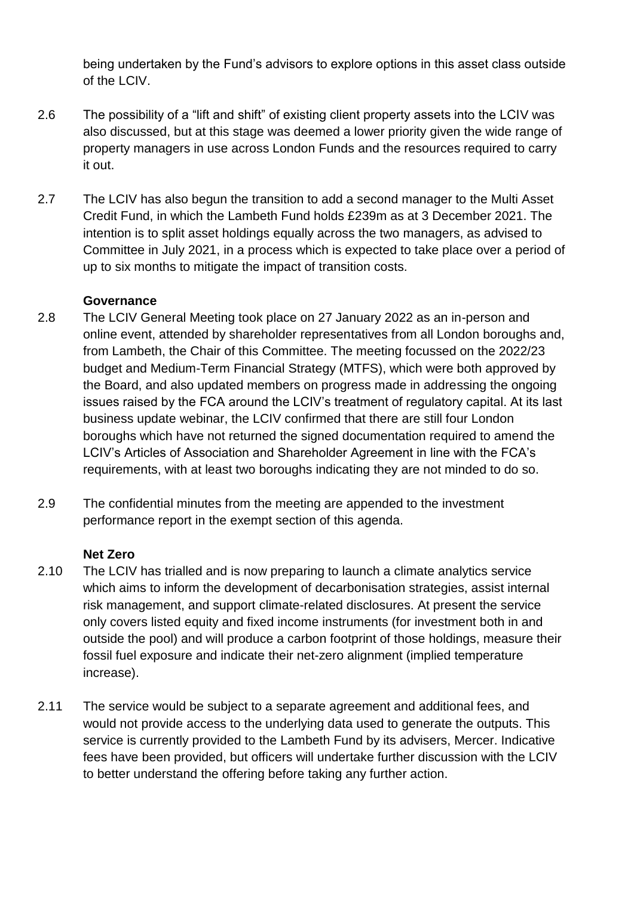being undertaken by the Fund's advisors to explore options in this asset class outside of the LCIV.

2.6 The possibility of a "lift and shift" of existing client property assets into the LCIV was also discussed, but at this stage was deemed a lower priority given the wide range of property managers in use across London Funds and the resources required to carry it out.

2.7 The LCIV has also begun the transition to add a second manager to the Multi Asset Credit Fund, in which the Lambeth Fund holds £239m as at 3 December 2021. The intention is to split asset holdings equally across the two managers, as advised to Committee in July 2021, in a process which is expected to take place over a period of up to six months to mitigate the impact of transition costs.

**Governance**

2.8 The LCIV General Meeting took place on 27 January 2022 as an in-person and online event, attended by shareholder representatives from all London boroughs and, from Lambeth, the Chair of this Committee. The meeting focussed on the 2022/23 budget and Medium-Term Financial Strategy (MTFS), which were both approved by the Board, and also updated members on progress made in addressing the ongoing issues raised by the FCA around the LCIV's treatment of regulatory capital. At its last business update webinar, the LCIV confirmed that there are still four London boroughs which have not returned the signed documentation required to amend the LCIV's Articles of Association and Shareholder Agreement in line with the FCA's requirements, with at least two boroughs indicating they are not minded to do so.

2.9 The confidential minutes from the meeting are appended to the investment performance report in the exempt section of this agenda.

**Net Zero**

2.10 The LCIV has trialled and is now preparing to launch a climate analytics service which aims to inform the development of decarbonisation strategies, assist internal risk management, and support climate-related disclosures. At present the service only covers listed equity and fixed income instruments (for investment both in and outside the pool) and will produce a carbon footprint of those holdings, measure their fossil fuel exposure and indicate their net-zero alignment (implied temperature increase).

2.11 The service would be subject to a separate agreement and additional fees, and would not provide access to the underlying data used to generate the outputs. This service is currently provided to the Lambeth Fund by its advisers, Mercer. Indicative fees have been provided, but officers will undertake further discussion with the LCIV to better understand the offering before taking any further action.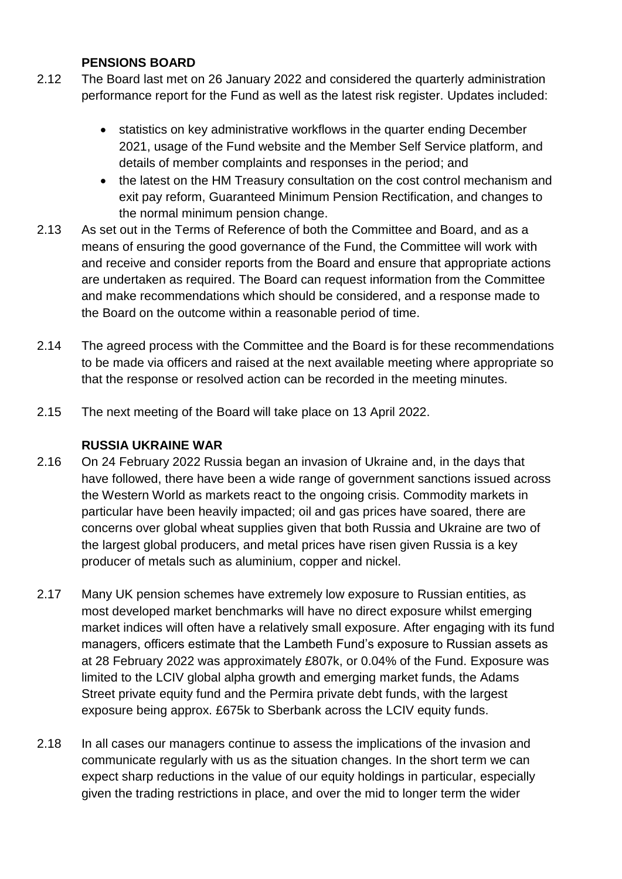### PENSIONS BOARD

2.12 The Board last met on 26 January 2022 and considered the quarterly administration performance report for the Fund as well as the latest risk register. Updates included:

- statistics on key administrative workflows in the quarter ending December 2021, usage of the Fund website and the Member Self Service platform, and details of member complaints and responses in the period; and
- the latest on the HM Treasury consultation on the cost control mechanism and exit pay reform, Guaranteed Minimum Pension Rectification, and changes to the normal minimum pension change.

2.13 As set out in the Terms of Reference of both the Committee and Board, and as a means of ensuring the good governance of the Fund, the Committee will work with and receive and consider reports from the Board and ensure that appropriate actions are undertaken as required. The Board can request information from the Committee and make recommendations which should be considered, and a response made to the Board on the outcome within a reasonable period of time.

2.14 The agreed process with the Committee and the Board is for these recommendations to be made via officers and raised at the next available meeting where appropriate so that the response or resolved action can be recorded in the meeting minutes.

2.15 The next meeting of the Board will take place on 13 April 2022.

### RUSSIA UKRAINE WAR

2.16 On 24 February 2022 Russia began an invasion of Ukraine and, in the days that have followed, there have been a wide range of government sanctions issued across the Western World as markets react to the ongoing crisis. Commodity markets in particular have been heavily impacted; oil and gas prices have soared, there are concerns over global wheat supplies given that both Russia and Ukraine are two of the largest global producers, and metal prices have risen given Russia is a key producer of metals such as aluminium, copper and nickel.

2.17 Many UK pension schemes have extremely low exposure to Russian entities, as most developed market benchmarks will have no direct exposure whilst emerging market indices will often have a relatively small exposure. After engaging with its fund managers, officers estimate that the Lambeth Fund's exposure to Russian assets as at 28 February 2022 was approximately £807k, or 0.04% of the Fund. Exposure was limited to the LCIV global alpha growth and emerging market funds, the Adams Street private equity fund and the Permira private debt funds, with the largest exposure being approx. £675k to Sberbank across the LCIV equity funds.

2.18 In all cases our managers continue to assess the implications of the invasion and communicate regularly with us as the situation changes. In the short term we can expect sharp reductions in the value of our equity holdings in particular, especially given the trading restrictions in place, and over the mid to longer term the wider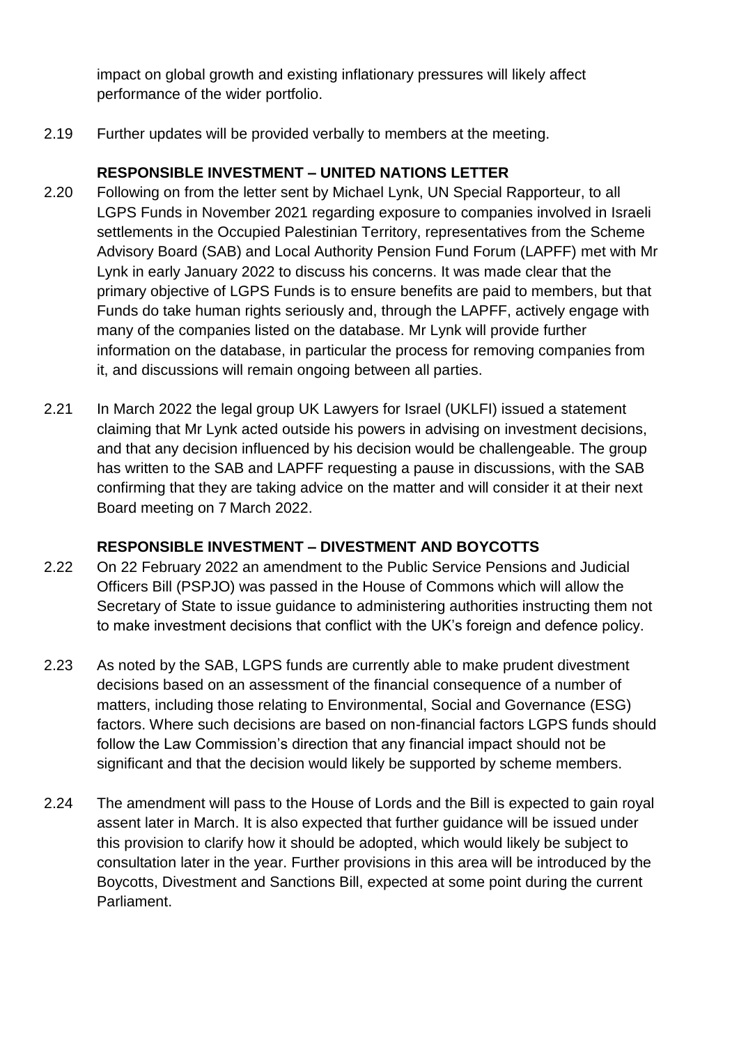impact on global growth and existing inflationary pressures will likely affect performance of the wider portfolio.

2.19 Further updates will be provided verbally to members at the meeting.

**RESPONSIBLE INVESTMENT – UNITED NATIONS LETTER**

2.20 Following on from the letter sent by Michael Lynk, UN Special Rapporteur, to all LGPS Funds in November 2021 regarding exposure to companies involved in Israeli settlements in the Occupied Palestinian Territory, representatives from the Scheme Advisory Board (SAB) and Local Authority Pension Fund Forum (LAPFF) met with Mr Lynk in early January 2022 to discuss his concerns. It was made clear that the primary objective of LGPS Funds is to ensure benefits are paid to members, but that Funds do take human rights seriously and, through the LAPFF, actively engage with many of the companies listed on the database. Mr Lynk will provide further information on the database, in particular the process for removing companies from it, and discussions will remain ongoing between all parties.

2.21 In March 2022 the legal group UK Lawyers for Israel (UKLFI) issued a statement claiming that Mr Lynk acted outside his powers in advising on investment decisions, and that any decision influenced by his decision would be challengeable. The group has written to the SAB and LAPFF requesting a pause in discussions, with the SAB confirming that they are taking advice on the matter and will consider it at their next Board meeting on 7 March 2022.

**RESPONSIBLE INVESTMENT – DIVESTMENT AND BOYCOTTS**

2.22 On 22 February 2022 an amendment to the Public Service Pensions and Judicial Officers Bill (PSPJO) was passed in the House of Commons which will allow the Secretary of State to issue guidance to administering authorities instructing them not to make investment decisions that conflict with the UK's foreign and defence policy.

2.23 As noted by the SAB, LGPS funds are currently able to make prudent divestment decisions based on an assessment of the financial consequence of a number of matters, including those relating to Environmental, Social and Governance (ESG) factors. Where such decisions are based on non-financial factors LGPS funds should follow the Law Commission's direction that any financial impact should not be significant and that the decision would likely be supported by scheme members.

2.24 The amendment will pass to the House of Lords and the Bill is expected to gain royal assent later in March. It is also expected that further guidance will be issued under this provision to clarify how it should be adopted, which would likely be subject to consultation later in the year. Further provisions in this area will be introduced by the Boycotts, Divestment and Sanctions Bill, expected at some point during the current Parliament.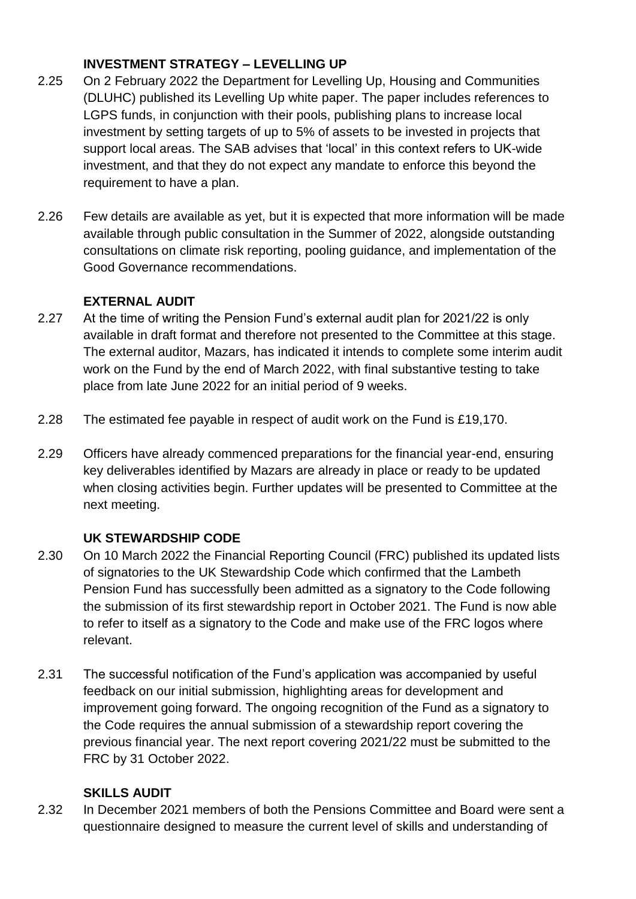**INVESTMENT STRATEGY – LEVELLING UP**

2.25 On 2 February 2022 the Department for Levelling Up, Housing and Communities (DLUHC) published its Levelling Up white paper. The paper includes references to LGPS funds, in conjunction with their pools, publishing plans to increase local investment by setting targets of up to 5% of assets to be invested in projects that support local areas. The SAB advises that 'local' in this context refers to UK-wide investment, and that they do not expect any mandate to enforce this beyond the requirement to have a plan.

2.26 Few details are available as yet, but it is expected that more information will be made available through public consultation in the Summer of 2022, alongside outstanding consultations on climate risk reporting, pooling guidance, and implementation of the Good Governance recommendations.

**EXTERNAL AUDIT**

2.27 At the time of writing the Pension Fund's external audit plan for 2021/22 is only available in draft format and therefore not presented to the Committee at this stage. The external auditor, Mazars, has indicated it intends to complete some interim audit work on the Fund by the end of March 2022, with final substantive testing to take place from late June 2022 for an initial period of 9 weeks.

2.28 The estimated fee payable in respect of audit work on the Fund is £19,170.

2.29 Officers have already commenced preparations for the financial year-end, ensuring key deliverables identified by Mazars are already in place or ready to be updated when closing activities begin. Further updates will be presented to Committee at the next meeting.

**UK STEWARDSHIP CODE**

2.30 On 10 March 2022 the Financial Reporting Council (FRC) published its updated lists of signatories to the UK Stewardship Code which confirmed that the Lambeth Pension Fund has successfully been admitted as a signatory to the Code following the submission of its first stewardship report in October 2021. The Fund is now able to refer to itself as a signatory to the Code and make use of the FRC logos where relevant.

2.31 The successful notification of the Fund's application was accompanied by useful feedback on our initial submission, highlighting areas for development and improvement going forward. The ongoing recognition of the Fund as a signatory to the Code requires the annual submission of a stewardship report covering the previous financial year. The next report covering 2021/22 must be submitted to the FRC by 31 October 2022.

**SKILLS AUDIT**

2.32 In December 2021 members of both the Pensions Committee and Board were sent a questionnaire designed to measure the current level of skills and understanding of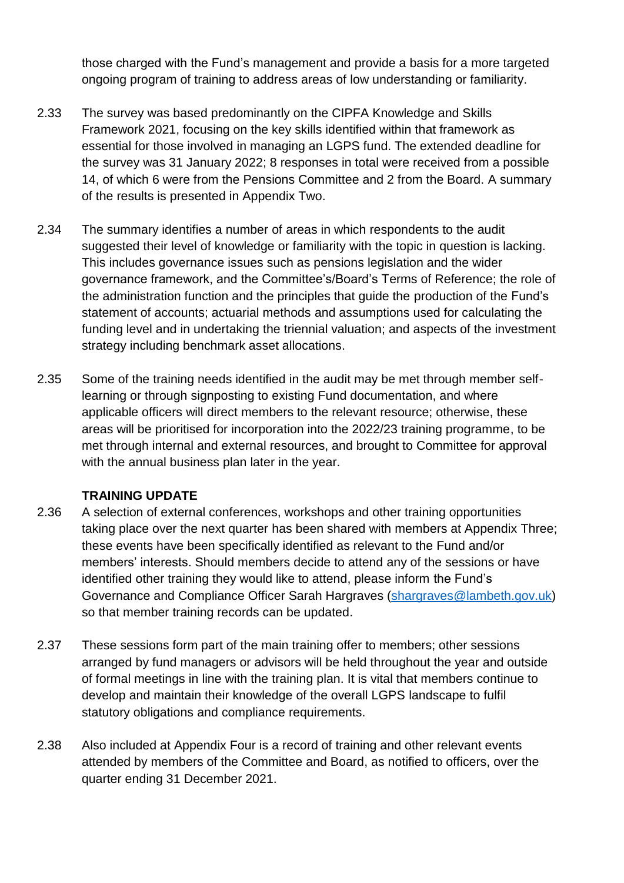those charged with the Fund's management and provide a basis for a more targeted ongoing program of training to address areas of low understanding or familiarity.

2.33 The survey was based predominantly on the CIPFA Knowledge and Skills Framework 2021, focusing on the key skills identified within that framework as essential for those involved in managing an LGPS fund. The extended deadline for the survey was 31 January 2022; 8 responses in total were received from a possible 14, of which 6 were from the Pensions Committee and 2 from the Board. A summary of the results is presented in Appendix Two.

2.34 The summary identifies a number of areas in which respondents to the audit suggested their level of knowledge or familiarity with the topic in question is lacking. This includes governance issues such as pensions legislation and the wider governance framework, and the Committee's/Board's Terms of Reference; the role of the administration function and the principles that guide the production of the Fund's statement of accounts; actuarial methods and assumptions used for calculating the funding level and in undertaking the triennial valuation; and aspects of the investment strategy including benchmark asset allocations.

2.35 Some of the training needs identified in the audit may be met through member self-learning or through signposting to existing Fund documentation, and where applicable officers will direct members to the relevant resource; otherwise, these areas will be prioritised for incorporation into the 2022/23 training programme, to be met through internal and external resources, and brought to Committee for approval with the annual business plan later in the year.

**TRAINING UPDATE**

2.36 A selection of external conferences, workshops and other training opportunities taking place over the next quarter has been shared with members at Appendix Three; these events have been specifically identified as relevant to the Fund and/or members' interests. Should members decide to attend any of the sessions or have identified other training they would like to attend, please inform the Fund's Governance and Compliance Officer Sarah Hargraves (shargraves@lambeth.gov.uk) so that member training records can be updated.

2.37 These sessions form part of the main training offer to members; other sessions arranged by fund managers or advisors will be held throughout the year and outside of formal meetings in line with the training plan. It is vital that members continue to develop and maintain their knowledge of the overall LGPS landscape to fulfil statutory obligations and compliance requirements.

2.38 Also included at Appendix Four is a record of training and other relevant events attended by members of the Committee and Board, as notified to officers, over the quarter ending 31 December 2021.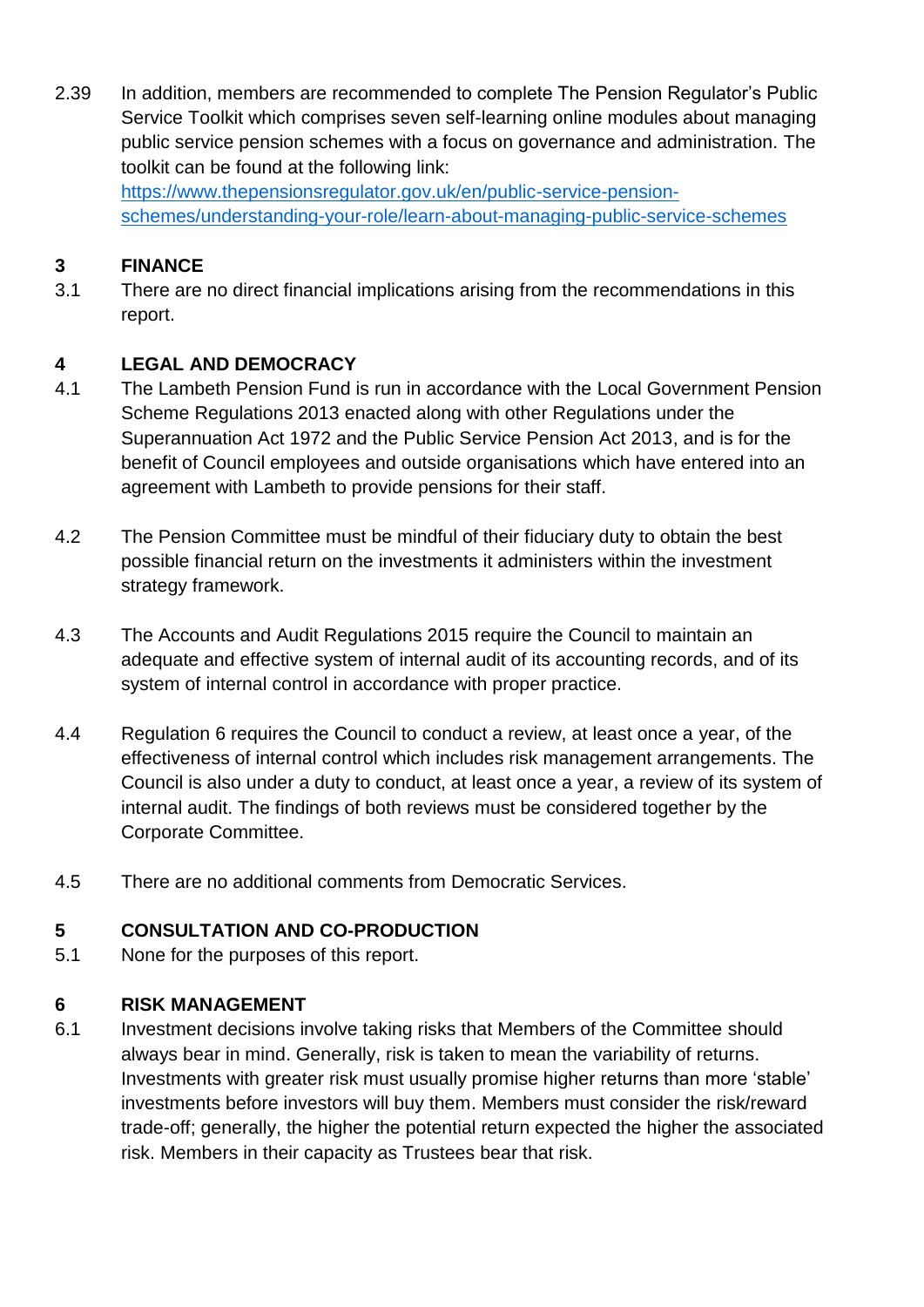2.39 In addition, members are recommended to complete The Pension Regulator's Public Service Toolkit which comprises seven self-learning online modules about managing public service pension schemes with a focus on governance and administration. The toolkit can be found at the following link: [https://www.thepensionsregulator.gov.uk/en/public-service-pension-schemes/understanding-your-role/learn-about-managing-public-service-schemes](https://www.thepensionsregulator.gov.uk/en/public-service-pension-schemes/understanding-your-role/learn-about-managing-public-service-schemes)

## 3 FINANCE

3.1 There are no direct financial implications arising from the recommendations in this report.

## 4 LEGAL AND DEMOCRACY

4.1 The Lambeth Pension Fund is run in accordance with the Local Government Pension Scheme Regulations 2013 enacted along with other Regulations under the Superannuation Act 1972 and the Public Service Pension Act 2013, and is for the benefit of Council employees and outside organisations which have entered into an agreement with Lambeth to provide pensions for their staff.

4.2 The Pension Committee must be mindful of their fiduciary duty to obtain the best possible financial return on the investments it administers within the investment strategy framework.

4.3 The Accounts and Audit Regulations 2015 require the Council to maintain an adequate and effective system of internal audit of its accounting records, and of its system of internal control in accordance with proper practice.

4.4 Regulation 6 requires the Council to conduct a review, at least once a year, of the effectiveness of internal control which includes risk management arrangements. The Council is also under a duty to conduct, at least once a year, a review of its system of internal audit. The findings of both reviews must be considered together by the Corporate Committee.

4.5 There are no additional comments from Democratic Services.

## 5 CONSULTATION AND CO-PRODUCTION

5.1 None for the purposes of this report.

## 6 RISK MANAGEMENT

6.1 Investment decisions involve taking risks that Members of the Committee should always bear in mind. Generally, risk is taken to mean the variability of returns. Investments with greater risk must usually promise higher returns than more 'stable' investments before investors will buy them. Members must consider the risk/reward trade-off; generally, the higher the potential return expected the higher the associated risk. Members in their capacity as Trustees bear that risk.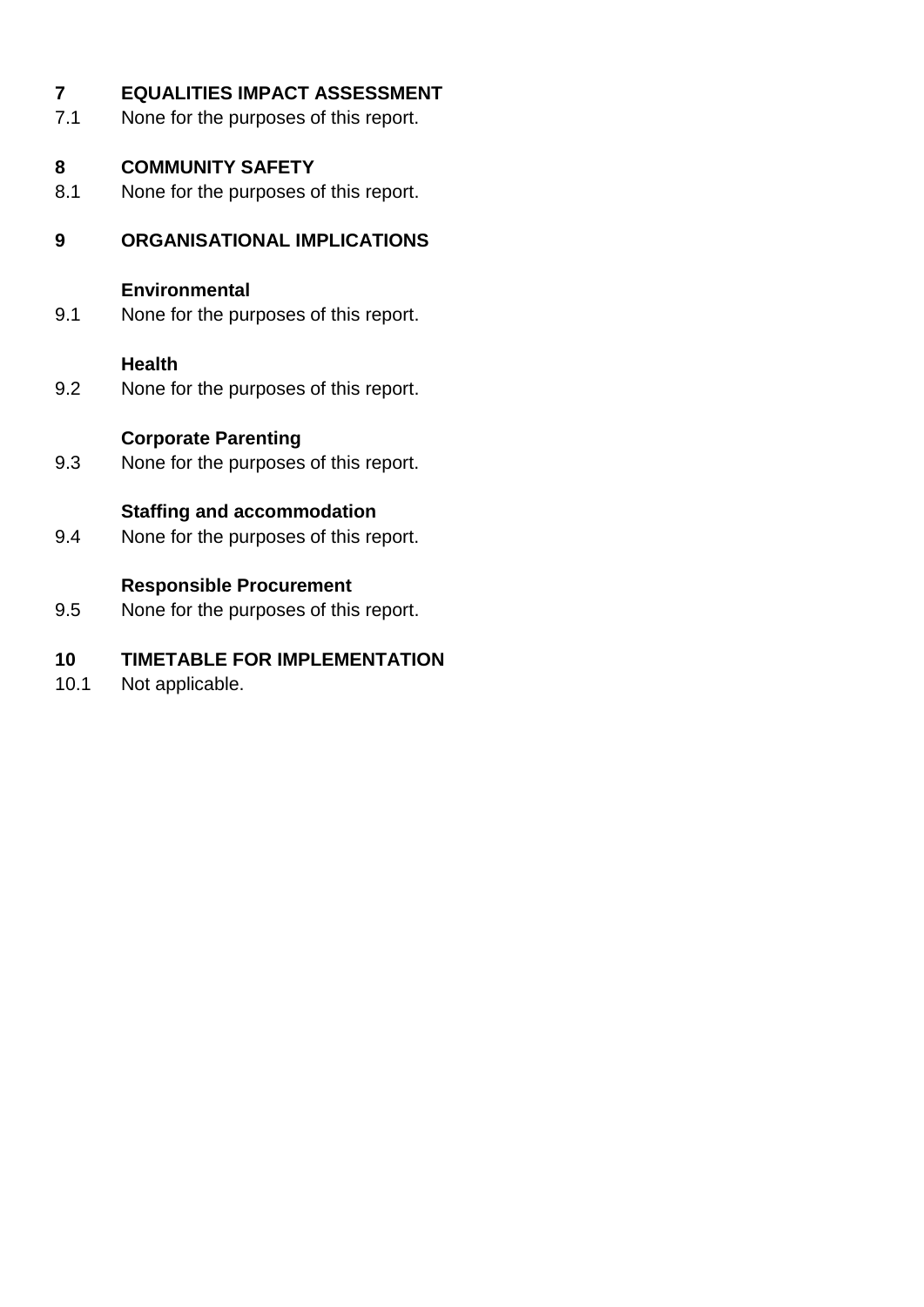## 7 EQUALITIES IMPACT ASSESSMENT

7.1 None for the purposes of this report.

## 8 COMMUNITY SAFETY

8.1 None for the purposes of this report.

## 9 ORGANISATIONAL IMPLICATIONS

### Environmental

9.1 None for the purposes of this report.

### Health

9.2 None for the purposes of this report.

### Corporate Parenting

9.3 None for the purposes of this report.

### Staffing and accommodation

9.4 None for the purposes of this report.

### Responsible Procurement

9.5 None for the purposes of this report.

## 10 TIMETABLE FOR IMPLEMENTATION

10.1 Not applicable.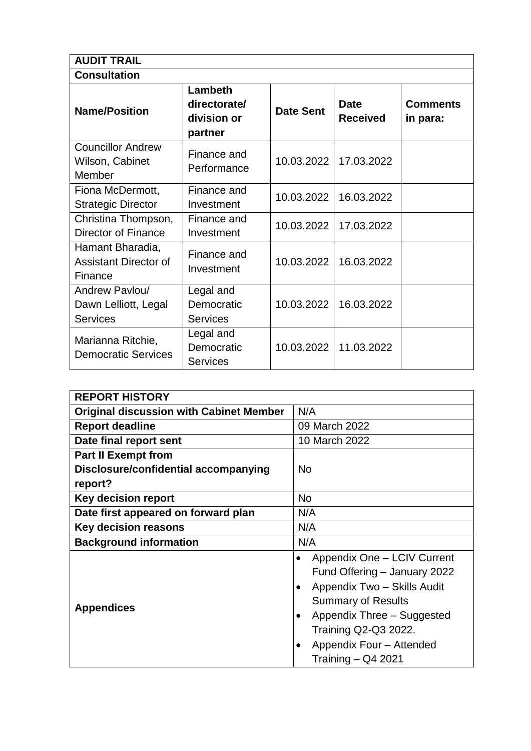| AUDIT TRAIL | | | | |
|---|---|---|---|---|
| **Consultation** | | | | |
| **Name/Position** | **Lambeth directorate/ division or partner** | **Date Sent** | **Date Received** | **Comments in para:** |
| Councillor Andrew Wilson, Cabinet Member | Finance and Performance | 10.03.2022 | 17.03.2022 | |
| Fiona McDermott, Strategic Director | Finance and Investment | 10.03.2022 | 16.03.2022 | |
| Christina Thompson, Director of Finance | Finance and Investment | 10.03.2022 | 17.03.2022 | |
| Hamant Bharadia, Assistant Director of Finance | Finance and Investment | 10.03.2022 | 16.03.2022 | |
| Andrew Pavlou/ Dawn Lelliott, Legal Services | Legal and Democratic Services | 10.03.2022 | 16.03.2022 | |
| Marianna Ritchie, Democratic Services | Legal and Democratic Services | 10.03.2022 | 11.03.2022 | |

| REPORT HISTORY | |
|---|---|
| **Original discussion with Cabinet Member** | N/A |
| **Report deadline** | 09 March 2022 |
| **Date final report sent** | 10 March 2022 |
| **Part II Exempt from Disclosure/confidential accompanying report?** | No |
| **Key decision report** | No |
| **Date first appeared on forward plan** | N/A |
| **Key decision reasons** | N/A |
| **Background information** | N/A |
| **Appendices** | • Appendix One – LCIV Current Fund Offering – January 2022<br>• Appendix Two – Skills Audit Summary of Results<br>• Appendix Three – Suggested Training Q2-Q3 2022.<br>• Appendix Four – Attended Training – Q4 2021 |